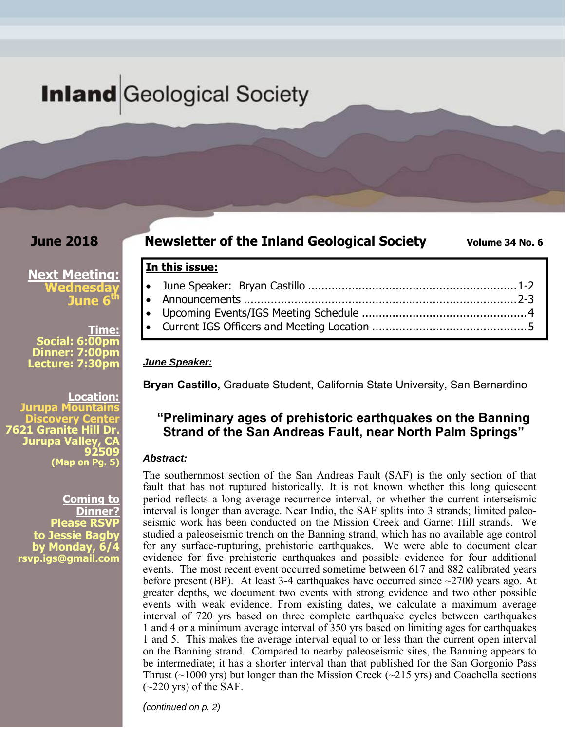# Inland Geological Society

**June 2018**

## Newsletter of the Inland Geological Society

**Volume 34 No. 6**

**Next Meeting:**
**Wednesday June 6th**

**Time:**
**Social: 6:00pm**
**Dinner: 7:00pm**
**Lecture: 7:30pm**

**Location:**
**Jurupa Mountains Discovery Center**
**7621 Granite Hill Dr.**
**Jurupa Valley, CA 92509**
**(Map on Pg. 5)**

**Coming to Dinner?**
**Please RSVP to Jessie Bagby by Monday, 6/4**
**rsvp.igs@gmail.com**

**In this issue:**

- June Speaker: Bryan Castillo ........ 1-2
- Announcements ........ 2-3
- Upcoming Events/IGS Meeting Schedule ........ 4
- Current IGS Officers and Meeting Location ........ 5

***June Speaker:***

**Bryan Castillo,** Graduate Student, California State University, San Bernardino

### "Preliminary ages of prehistoric earthquakes on the Banning Strand of the San Andreas Fault, near North Palm Springs"

***Abstract:***

The southernmost section of the San Andreas Fault (SAF) is the only section of that fault that has not ruptured historically. It is not known whether this long quiescent period reflects a long average recurrence interval, or whether the current interseismic interval is longer than average. Near Indio, the SAF splits into 3 strands; limited paleoseismic work has been conducted on the Mission Creek and Garnet Hill strands. We studied a paleoseismic trench on the Banning strand, which has no available age control for any surface-rupturing, prehistoric earthquakes. We were able to document clear evidence for five prehistoric earthquakes and possible evidence for four additional events. The most recent event occurred sometime between 617 and 882 calibrated years before present (BP). At least 3-4 earthquakes have occurred since ~2700 years ago. At greater depths, we document two events with strong evidence and two other possible events with weak evidence. From existing dates, we calculate a maximum average interval of 720 yrs based on three complete earthquake cycles between earthquakes 1 and 4 or a minimum average interval of 350 yrs based on limiting ages for earthquakes 1 and 5. This makes the average interval equal to or less than the current open interval on the Banning strand. Compared to nearby paleoseismic sites, the Banning appears to be intermediate; it has a shorter interval than that published for the San Gorgonio Pass Thrust (~1000 yrs) but longer than the Mission Creek (~215 yrs) and Coachella sections (~220 yrs) of the SAF.

*(continued on p. 2)*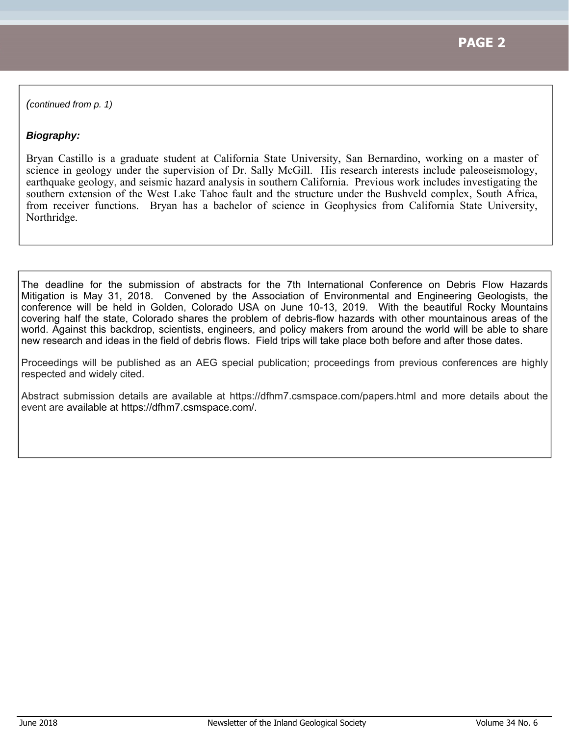*(continued from p. 1)*

***Biography:***

Bryan Castillo is a graduate student at California State University, San Bernardino, working on a master of science in geology under the supervision of Dr. Sally McGill. His research interests include paleoseismology, earthquake geology, and seismic hazard analysis in southern California. Previous work includes investigating the southern extension of the West Lake Tahoe fault and the structure under the Bushveld complex, South Africa, from receiver functions. Bryan has a bachelor of science in Geophysics from California State University, Northridge.

The deadline for the submission of abstracts for the 7th International Conference on Debris Flow Hazards Mitigation is May 31, 2018. Convened by the Association of Environmental and Engineering Geologists, the conference will be held in Golden, Colorado USA on June 10-13, 2019. With the beautiful Rocky Mountains covering half the state, Colorado shares the problem of debris-flow hazards with other mountainous areas of the world. Against this backdrop, scientists, engineers, and policy makers from around the world will be able to share new research and ideas in the field of debris flows. Field trips will take place both before and after those dates.

Proceedings will be published as an AEG special publication; proceedings from previous conferences are highly respected and widely cited.

Abstract submission details are available at https://dfhm7.csmspace.com/papers.html and more details about the event are available at https://dfhm7.csmspace.com/.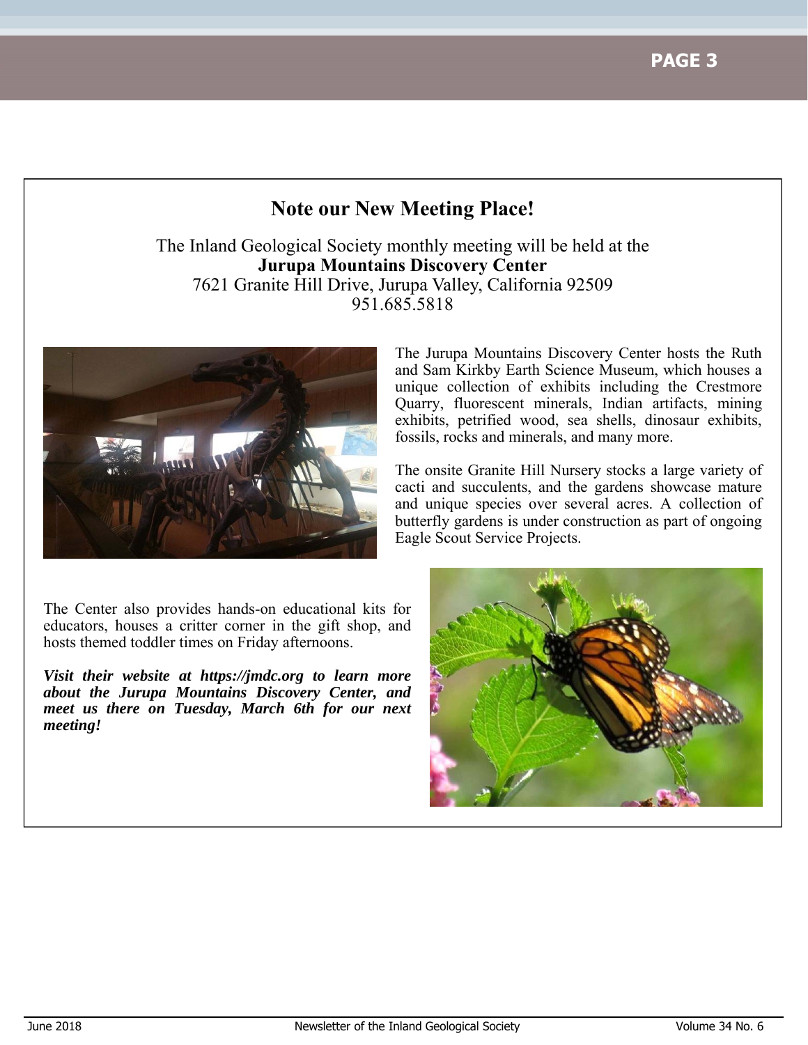## Note our New Meeting Place!

The Inland Geological Society monthly meeting will be held at the
**Jurupa Mountains Discovery Center**
7621 Granite Hill Drive, Jurupa Valley, California 92509
951.685.5818

The Jurupa Mountains Discovery Center hosts the Ruth and Sam Kirkby Earth Science Museum, which houses a unique collection of exhibits including the Crestmore Quarry, fluorescent minerals, Indian artifacts, mining exhibits, petrified wood, sea shells, dinosaur exhibits, fossils, rocks and minerals, and many more.

The onsite Granite Hill Nursery stocks a large variety of cacti and succulents, and the gardens showcase mature and unique species over several acres. A collection of butterfly gardens is under construction as part of ongoing Eagle Scout Service Projects.

The Center also provides hands-on educational kits for educators, houses a critter corner in the gift shop, and hosts themed toddler times on Friday afternoons.

***Visit their website at https://jmdc.org to learn more about the Jurupa Mountains Discovery Center, and meet us there on Tuesday, March 6th for our next meeting!***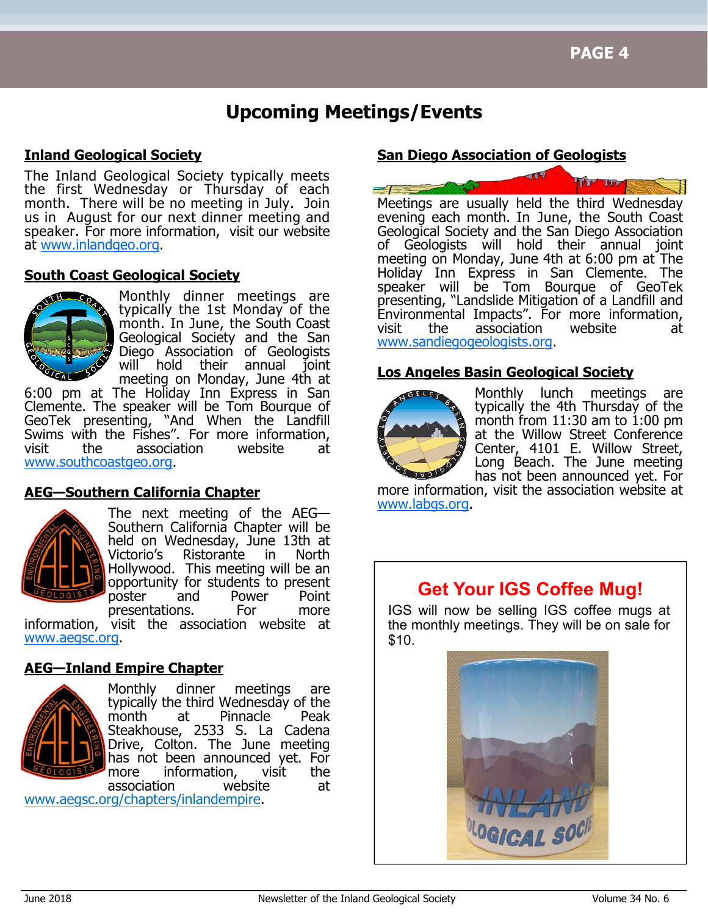# Upcoming Meetings/Events

## Inland Geological Society

The Inland Geological Society typically meets the first Wednesday or Thursday of each month. There will be no meeting in July. Join us in August for our next dinner meeting and speaker. For more information, visit our website at www.inlandgeo.org.

## South Coast Geological Society

Monthly dinner meetings are typically the 1st Monday of the month. In June, the South Coast Geological Society and the San Diego Association of Geologists will hold their annual joint meeting on Monday, June 4th at 6:00 pm at The Holiday Inn Express in San Clemente. The speaker will be Tom Bourque of GeoTek presenting, "And When the Landfill Swims with the Fishes". For more information, visit the association website at www.southcoastgeo.org.

## AEG—Southern California Chapter

The next meeting of the AEG—Southern California Chapter will be held on Wednesday, June 13th at Victorio's Ristorante in North Hollywood. This meeting will be an opportunity for students to present poster and Power Point presentations. For more information, visit the association website at www.aegsc.org.

## AEG—Inland Empire Chapter

Monthly dinner meetings are typically the third Wednesday of the month at Pinnacle Peak Steakhouse, 2533 S. La Cadena Drive, Colton. The June meeting has not been announced yet. For more information, visit the association website at www.aegsc.org/chapters/inlandempire.

## San Diego Association of Geologists

Meetings are usually held the third Wednesday evening each month. In June, the South Coast Geological Society and the San Diego Association of Geologists will hold their annual joint meeting on Monday, June 4th at 6:00 pm at The Holiday Inn Express in San Clemente. The speaker will be Tom Bourque of GeoTek presenting, "Landslide Mitigation of a Landfill and Environmental Impacts". For more information, visit the association website at www.sandiegogeologists.org.

## Los Angeles Basin Geological Society

Monthly lunch meetings are typically the 4th Thursday of the month from 11:30 am to 1:00 pm at the Willow Street Conference Center, 4101 E. Willow Street, Long Beach. The June meeting has not been announced yet. For more information, visit the association website at www.labgs.org.

## Get Your IGS Coffee Mug!

IGS will now be selling IGS coffee mugs at the monthly meetings. They will be on sale for $10.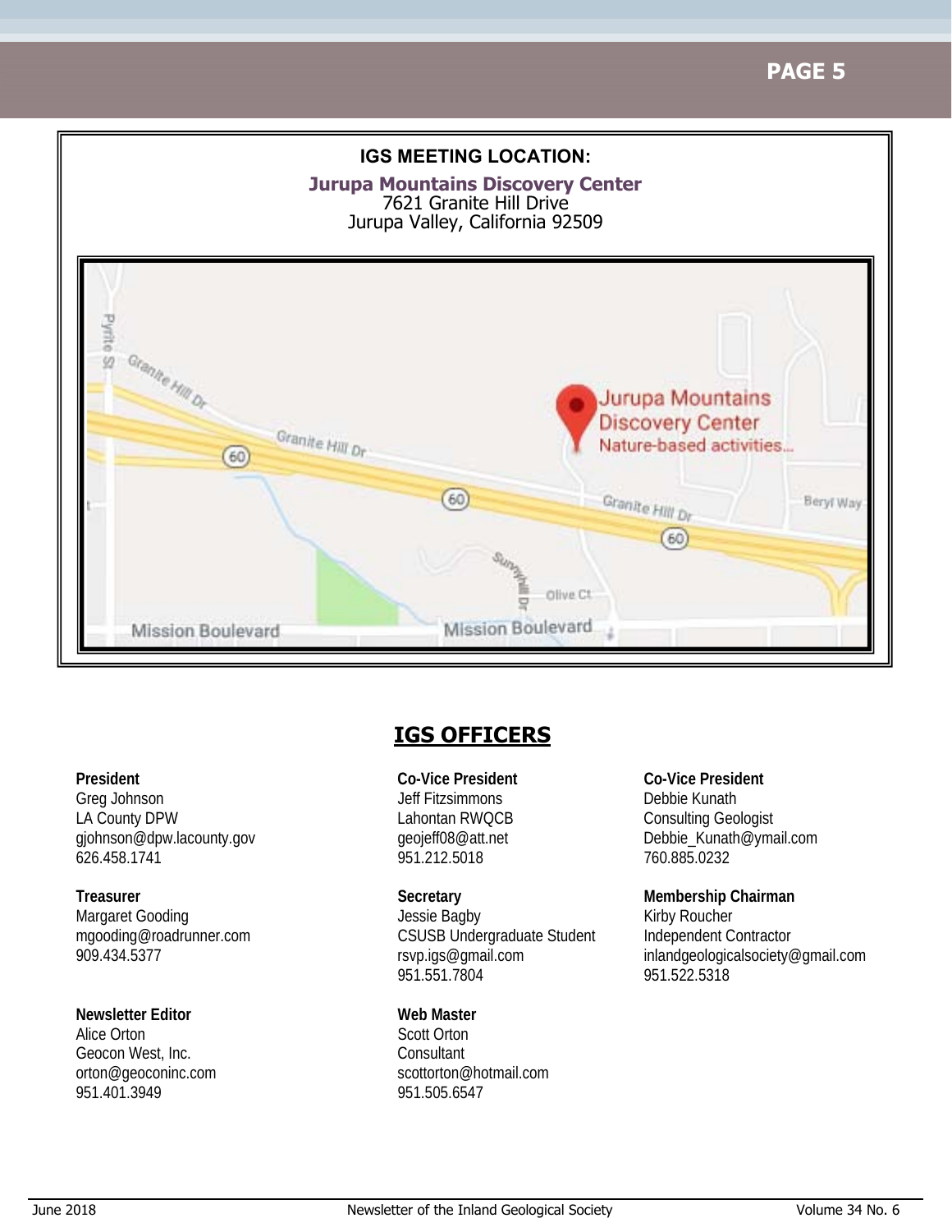**IGS MEETING LOCATION:**

**Jurupa Mountains Discovery Center**
7621 Granite Hill Drive
Jurupa Valley, California 92509

Pyrite St
Granite Hill Dr
Granite Hill Dr
60
60
Jurupa Mountains Discovery Center
Nature-based activities...
Granite Hill Dr
60
Beryl Way
Sunnyhill Dr
Olive Ct
Mission Boulevard
Mission Boulevard

## IGS OFFICERS

**President**
Greg Johnson
LA County DPW
gjohnson@dpw.lacounty.gov
626.458.1741

**Co-Vice President**
Jeff Fitzsimmons
Lahontan RWQCB
geojeff08@att.net
951.212.5018

**Co-Vice President**
Debbie Kunath
Consulting Geologist
Debbie_Kunath@ymail.com
760.885.0232

**Treasurer**
Margaret Gooding
mgooding@roadrunner.com
909.434.5377

**Secretary**
Jessie Bagby
CSUSB Undergraduate Student
rsvp.igs@gmail.com
951.551.7804

**Membership Chairman**
Kirby Roucher
Independent Contractor
inlandgeologicalsociety@gmail.com
951.522.5318

**Newsletter Editor**
Alice Orton
Geocon West, Inc.
orton@geoconinc.com
951.401.3949

**Web Master**
Scott Orton
Consultant
scottorton@hotmail.com
951.505.6547